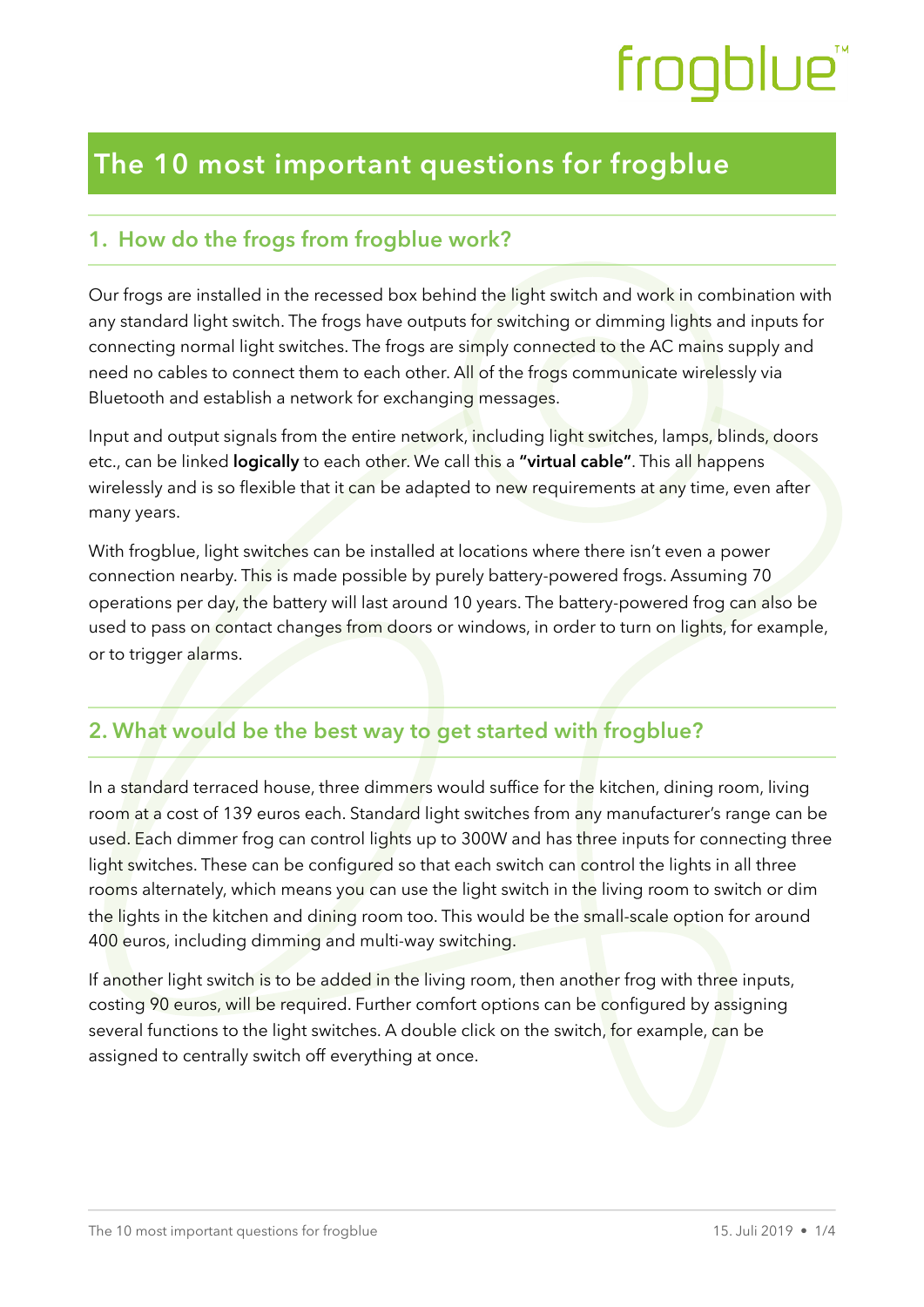frogblue™

# The 10 most important questions for frogblue

## 1. How do the frogs from frogblue work?

Our frogs are installed in the recessed box behind the light switch and work in combination with any standard light switch. The frogs have outputs for switching or dimming lights and inputs for connecting normal light switches. The frogs are simply connected to the AC mains supply and need no cables to connect them to each other. All of the frogs communicate wirelessly via Bluetooth and establish a network for exchanging messages.

Input and output signals from the entire network, including light switches, lamps, blinds, doors etc., can be linked **logically** to each other. We call this a **"virtual cable"**. This all happens wirelessly and is so flexible that it can be adapted to new requirements at any time, even after many years.

With frogblue, light switches can be installed at locations where there isn't even a power connection nearby. This is made possible by purely battery-powered frogs. Assuming 70 operations per day, the battery will last around 10 years. The battery-powered frog can also be used to pass on contact changes from doors or windows, in order to turn on lights, for example, or to trigger alarms.

## 2. What would be the best way to get started with frogblue?

In a standard terraced house, three dimmers would suffice for the kitchen, dining room, living room at a cost of 139 euros each. Standard light switches from any manufacturer's range can be used. Each dimmer frog can control lights up to 300W and has three inputs for connecting three light switches. These can be configured so that each switch can control the lights in all three rooms alternately, which means you can use the light switch in the living room to switch or dim the lights in the kitchen and dining room too. This would be the small-scale option for around 400 euros, including dimming and multi-way switching.

If another light switch is to be added in the living room, then another frog with three inputs, costing 90 euros, will be required. Further comfort options can be configured by assigning several functions to the light switches. A double click on the switch, for example, can be assigned to centrally switch off everything at once.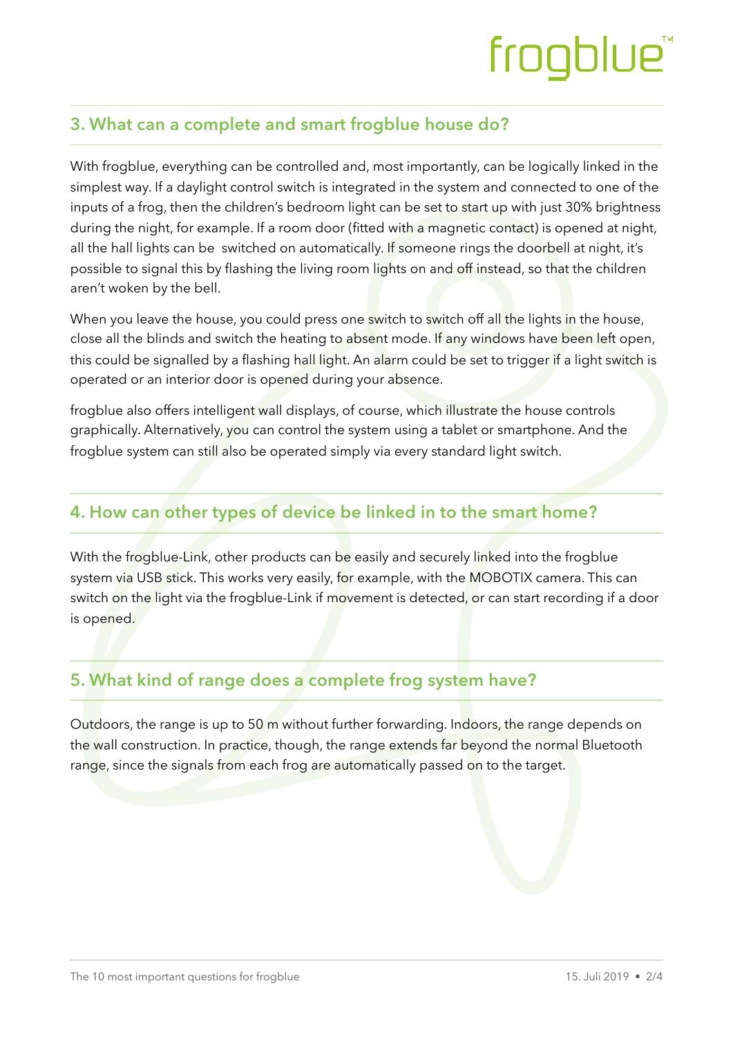## 3. What can a complete and smart frogblue house do?

With frogblue, everything can be controlled and, most importantly, can be logically linked in the simplest way. If a daylight control switch is integrated in the system and connected to one of the inputs of a frog, then the children's bedroom light can be set to start up with just 30% brightness during the night, for example. If a room door (fitted with a magnetic contact) is opened at night, all the hall lights can be switched on automatically. If someone rings the doorbell at night, it's possible to signal this by flashing the living room lights on and off instead, so that the children aren't woken by the bell.

When you leave the house, you could press one switch to switch off all the lights in the house, close all the blinds and switch the heating to absent mode. If any windows have been left open, this could be signalled by a flashing hall light. An alarm could be set to trigger if a light switch is operated or an interior door is opened during your absence.

frogblue also offers intelligent wall displays, of course, which illustrate the house controls graphically. Alternatively, you can control the system using a tablet or smartphone. And the frogblue system can still also be operated simply via every standard light switch.

## 4. How can other types of device be linked in to the smart home?

With the frogblue-Link, other products can be easily and securely linked into the frogblue system via USB stick. This works very easily, for example, with the MOBOTIX camera. This can switch on the light via the frogblue-Link if movement is detected, or can start recording if a door is opened.

## 5. What kind of range does a complete frog system have?

Outdoors, the range is up to 50 m without further forwarding. Indoors, the range depends on the wall construction. In practice, though, the range extends far beyond the normal Bluetooth range, since the signals from each frog are automatically passed on to the target.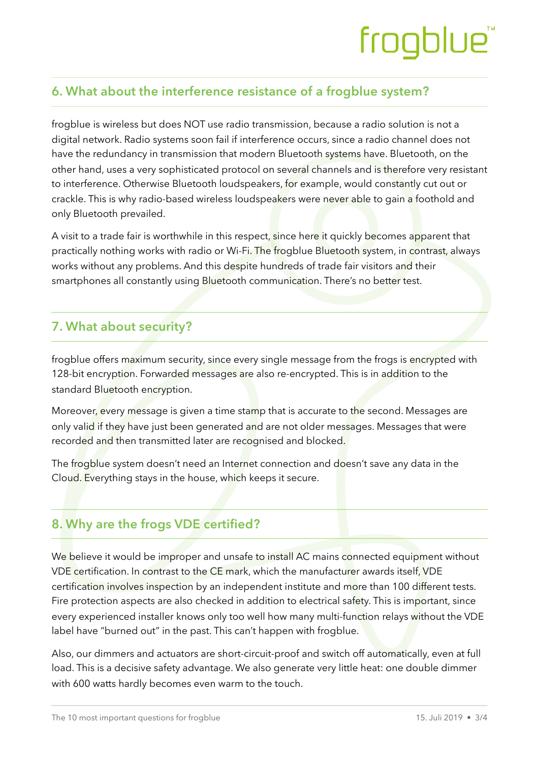## 6. What about the interference resistance of a frogblue system?

frogblue is wireless but does NOT use radio transmission, because a radio solution is not a digital network. Radio systems soon fail if interference occurs, since a radio channel does not have the redundancy in transmission that modern Bluetooth systems have. Bluetooth, on the other hand, uses a very sophisticated protocol on several channels and is therefore very resistant to interference. Otherwise Bluetooth loudspeakers, for example, would constantly cut out or crackle. This is why radio-based wireless loudspeakers were never able to gain a foothold and only Bluetooth prevailed.

A visit to a trade fair is worthwhile in this respect, since here it quickly becomes apparent that practically nothing works with radio or Wi-Fi. The frogblue Bluetooth system, in contrast, always works without any problems. And this despite hundreds of trade fair visitors and their smartphones all constantly using Bluetooth communication. There's no better test.

## 7. What about security?

frogblue offers maximum security, since every single message from the frogs is encrypted with 128-bit encryption. Forwarded messages are also re-encrypted. This is in addition to the standard Bluetooth encryption.

Moreover, every message is given a time stamp that is accurate to the second. Messages are only valid if they have just been generated and are not older messages. Messages that were recorded and then transmitted later are recognised and blocked.

The frogblue system doesn't need an Internet connection and doesn't save any data in the Cloud. Everything stays in the house, which keeps it secure.

## 8. Why are the frogs VDE certified?

We believe it would be improper and unsafe to install AC mains connected equipment without VDE certification. In contrast to the CE mark, which the manufacturer awards itself, VDE certification involves inspection by an independent institute and more than 100 different tests. Fire protection aspects are also checked in addition to electrical safety. This is important, since every experienced installer knows only too well how many multi-function relays without the VDE label have "burned out" in the past. This can't happen with frogblue.

Also, our dimmers and actuators are short-circuit-proof and switch off automatically, even at full load. This is a decisive safety advantage. We also generate very little heat: one double dimmer with 600 watts hardly becomes even warm to the touch.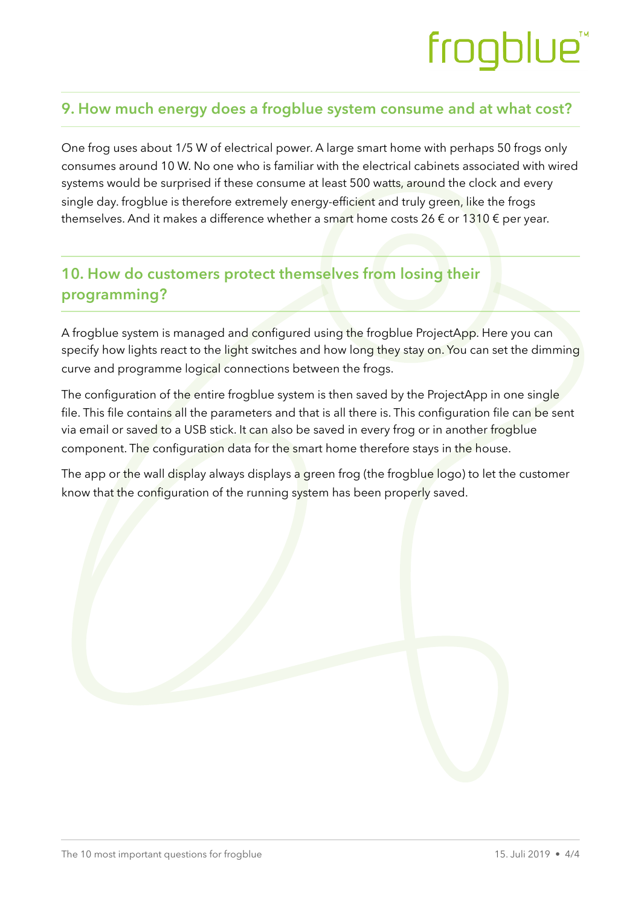## 9. How much energy does a frogblue system consume and at what cost?

One frog uses about 1/5 W of electrical power. A large smart home with perhaps 50 frogs only consumes around 10 W. No one who is familiar with the electrical cabinets associated with wired systems would be surprised if these consume at least 500 watts, around the clock and every single day. frogblue is therefore extremely energy-efficient and truly green, like the frogs themselves. And it makes a difference whether a smart home costs 26 € or 1310 € per year.

## 10. How do customers protect themselves from losing their programming?

A frogblue system is managed and configured using the frogblue ProjectApp. Here you can specify how lights react to the light switches and how long they stay on. You can set the dimming curve and programme logical connections between the frogs.

The configuration of the entire frogblue system is then saved by the ProjectApp in one single file. This file contains all the parameters and that is all there is. This configuration file can be sent via email or saved to a USB stick. It can also be saved in every frog or in another frogblue component. The configuration data for the smart home therefore stays in the house.

The app or the wall display always displays a green frog (the frogblue logo) to let the customer know that the configuration of the running system has been properly saved.